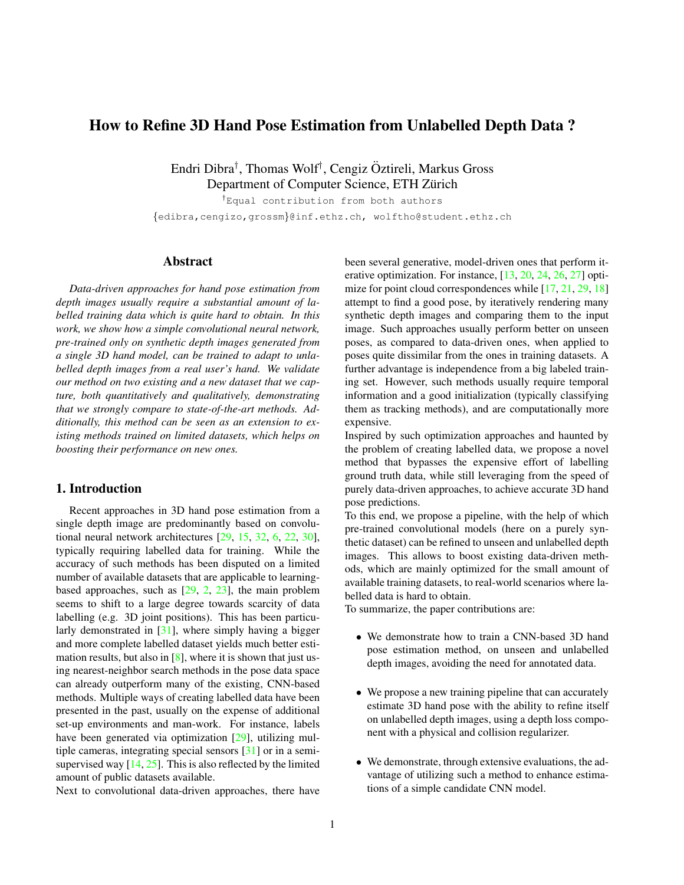# How to Refine 3D Hand Pose Estimation from Unlabelled Depth Data ?

Endri Dibra[†], Thomas Wolf[†], Cengiz Öztireli, Markus Gross
Department of Computer Science, ETH Zürich

[†]Equal contribution from both authors

{edibra,cengizo,grossm}@inf.ethz.ch, wolftho@student.ethz.ch

## Abstract

*Data-driven approaches for hand pose estimation from depth images usually require a substantial amount of labelled training data which is quite hard to obtain. In this work, we show how a simple convolutional neural network, pre-trained only on synthetic depth images generated from a single 3D hand model, can be trained to adapt to unlabelled depth images from a real user's hand. We validate our method on two existing and a new dataset that we capture, both quantitatively and qualitatively, demonstrating that we strongly compare to state-of-the-art methods. Additionally, this method can be seen as an extension to existing methods trained on limited datasets, which helps on boosting their performance on new ones.*

## 1. Introduction

Recent approaches in 3D hand pose estimation from a single depth image are predominantly based on convolutional neural network architectures [29, 15, 32, 6, 22, 30], typically requiring labelled data for training. While the accuracy of such methods has been disputed on a limited number of available datasets that are applicable to learning-based approaches, such as [29, 2, 23], the main problem seems to shift to a large degree towards scarcity of data labelling (e.g. 3D joint positions). This has been particularly demonstrated in [31], where simply having a bigger and more complete labelled dataset yields much better estimation results, but also in [8], where it is shown that just using nearest-neighbor search methods in the pose data space can already outperform many of the existing, CNN-based methods. Multiple ways of creating labelled data have been presented in the past, usually on the expense of additional set-up environments and man-work. For instance, labels have been generated via optimization [29], utilizing multiple cameras, integrating special sensors [31] or in a semi-supervised way [14, 25]. This is also reflected by the limited amount of public datasets available.

Next to convolutional data-driven approaches, there have been several generative, model-driven ones that perform iterative optimization. For instance, [13, 20, 24, 26, 27] optimize for point cloud correspondences while [17, 21, 29, 18] attempt to find a good pose, by iteratively rendering many synthetic depth images and comparing them to the input image. Such approaches usually perform better on unseen poses, as compared to data-driven ones, when applied to poses quite dissimilar from the ones in training datasets. A further advantage is independence from a big labeled training set. However, such methods usually require temporal information and a good initialization (typically classifying them as tracking methods), and are computationally more expensive.

Inspired by such optimization approaches and haunted by the problem of creating labelled data, we propose a novel method that bypasses the expensive effort of labelling ground truth data, while still leveraging from the speed of purely data-driven approaches, to achieve accurate 3D hand pose predictions.

To this end, we propose a pipeline, with the help of which pre-trained convolutional models (here on a purely synthetic dataset) can be refined to unseen and unlabelled depth images. This allows to boost existing data-driven methods, which are mainly optimized for the small amount of available training datasets, to real-world scenarios where labelled data is hard to obtain.

To summarize, the paper contributions are:

- We demonstrate how to train a CNN-based 3D hand pose estimation method, on unseen and unlabelled depth images, avoiding the need for annotated data.
- We propose a new training pipeline that can accurately estimate 3D hand pose with the ability to refine itself on unlabelled depth images, using a depth loss component with a physical and collision regularizer.
- We demonstrate, through extensive evaluations, the advantage of utilizing such a method to enhance estimations of a simple candidate CNN model.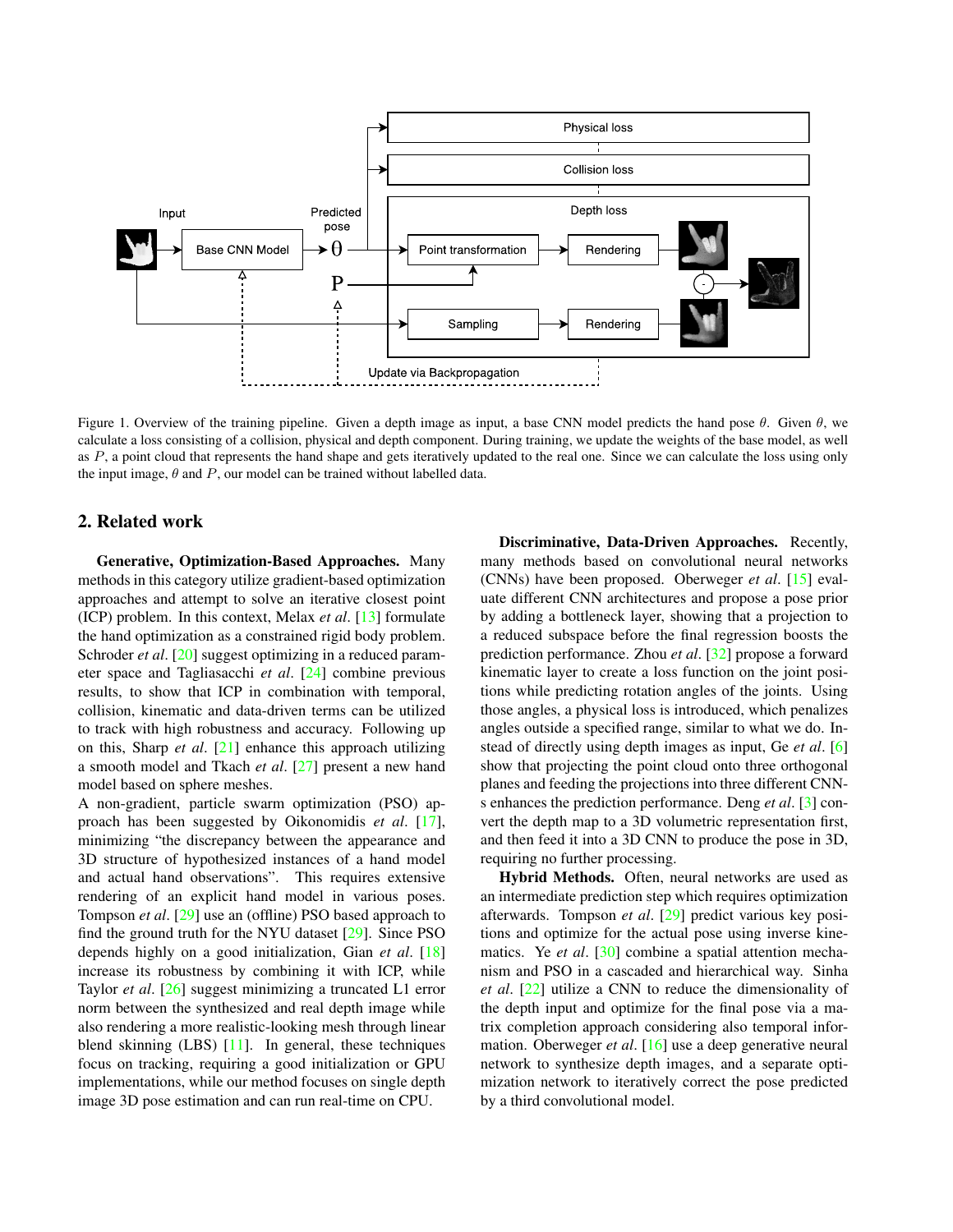Figure 1. Overview of the training pipeline. Given a depth image as input, a base CNN model predicts the hand pose $\theta$. Given $\theta$, we calculate a loss consisting of a collision, physical and depth component. During training, we update the weights of the base model, as well as $P$, a point cloud that represents the hand shape and gets iteratively updated to the real one. Since we can calculate the loss using only the input image, $\theta$ and $P$, our model can be trained without labelled data.

## 2. Related work

**Generative, Optimization-Based Approaches.** Many methods in this category utilize gradient-based optimization approaches and attempt to solve an iterative closest point (ICP) problem. In this context, Melax *et al*. [13] formulate the hand optimization as a constrained rigid body problem. Schroder *et al*. [20] suggest optimizing in a reduced parameter space and Tagliasacchi *et al*. [24] combine previous results, to show that ICP in combination with temporal, collision, kinematic and data-driven terms can be utilized to track with high robustness and accuracy. Following up on this, Sharp *et al*. [21] enhance this approach utilizing a smooth model and Tkach *et al*. [27] present a new hand model based on sphere meshes.

A non-gradient, particle swarm optimization (PSO) approach has been suggested by Oikonomidis *et al*. [17], minimizing "the discrepancy between the appearance and 3D structure of hypothesized instances of a hand model and actual hand observations". This requires extensive rendering of an explicit hand model in various poses. Tompson *et al*. [29] use an (offline) PSO based approach to find the ground truth for the NYU dataset [29]. Since PSO depends highly on a good initialization, Gian *et al*. [18] increase its robustness by combining it with ICP, while Taylor *et al*. [26] suggest minimizing a truncated L1 error norm between the synthesized and real depth image while also rendering a more realistic-looking mesh through linear blend skinning (LBS) [11]. In general, these techniques focus on tracking, requiring a good initialization or GPU implementations, while our method focuses on single depth image 3D pose estimation and can run real-time on CPU.

**Discriminative, Data-Driven Approaches.** Recently, many methods based on convolutional neural networks (CNNs) have been proposed. Oberweger *et al*. [15] evaluate different CNN architectures and propose a pose prior by adding a bottleneck layer, showing that a projection to a reduced subspace before the final regression boosts the prediction performance. Zhou *et al*. [32] propose a forward kinematic layer to create a loss function on the joint positions while predicting rotation angles of the joints. Using those angles, a physical loss is introduced, which penalizes angles outside a specified range, similar to what we do. Instead of directly using depth images as input, Ge *et al*. [6] show that projecting the point cloud onto three orthogonal planes and feeding the projections into three different CNNs enhances the prediction performance. Deng *et al*. [3] convert the depth map to a 3D volumetric representation first, and then feed it into a 3D CNN to produce the pose in 3D, requiring no further processing.

**Hybrid Methods.** Often, neural networks are used as an intermediate prediction step which requires optimization afterwards. Tompson *et al*. [29] predict various key positions and optimize for the actual pose using inverse kinematics. Ye *et al*. [30] combine a spatial attention mechanism and PSO in a cascaded and hierarchical way. Sinha *et al*. [22] utilize a CNN to reduce the dimensionality of the depth input and optimize for the final pose via a matrix completion approach considering also temporal information. Oberweger *et al*. [16] use a deep generative neural network to synthesize depth images, and a separate optimization network to iteratively correct the pose predicted by a third convolutional model.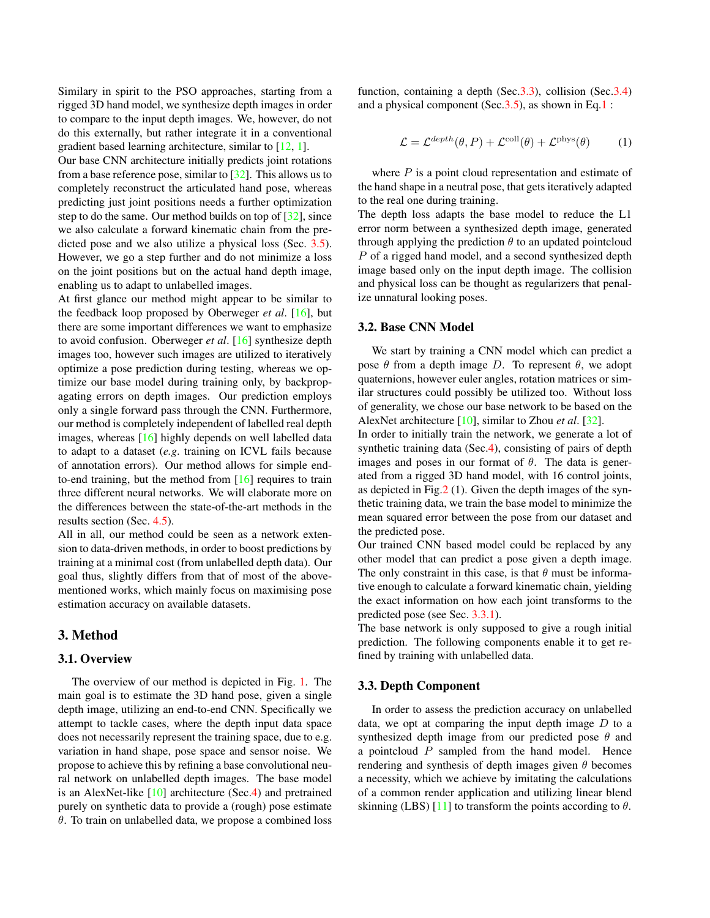Similary in spirit to the PSO approaches, starting from a rigged 3D hand model, we synthesize depth images in order to compare to the input depth images. We, however, do not do this externally, but rather integrate it in a conventional gradient based learning architecture, similar to [12, 1].

Our base CNN architecture initially predicts joint rotations from a base reference pose, similar to [32]. This allows us to completely reconstruct the articulated hand pose, whereas predicting just joint positions needs a further optimization step to do the same. Our method builds on top of [32], since we also calculate a forward kinematic chain from the predicted pose and we also utilize a physical loss (Sec. 3.5). However, we go a step further and do not minimize a loss on the joint positions but on the actual hand depth image, enabling us to adapt to unlabelled images.

At first glance our method might appear to be similar to the feedback loop proposed by Oberweger *et al*. [16], but there are some important differences we want to emphasize to avoid confusion. Oberweger *et al*. [16] synthesize depth images too, however such images are utilized to iteratively optimize a pose prediction during testing, whereas we optimize our base model during training only, by backpropagating errors on depth images. Our prediction employs only a single forward pass through the CNN. Furthermore, our method is completely independent of labelled real depth images, whereas [16] highly depends on well labelled data to adapt to a dataset (*e.g*. training on ICVL fails because of annotation errors). Our method allows for simple end-to-end training, but the method from [16] requires to train three different neural networks. We will elaborate more on the differences between the state-of-the-art methods in the results section (Sec. 4.5).

All in all, our method could be seen as a network extension to data-driven methods, in order to boost predictions by training at a minimal cost (from unlabelled depth data). Our goal thus, slightly differs from that of most of the above-mentioned works, which mainly focus on maximising pose estimation accuracy on available datasets.

# 3. Method

## 3.1. Overview

The overview of our method is depicted in Fig. 1. The main goal is to estimate the 3D hand pose, given a single depth image, utilizing an end-to-end CNN. Specifically we attempt to tackle cases, where the depth input data space does not necessarily represent the training space, due to e.g. variation in hand shape, pose space and sensor noise. We propose to achieve this by refining a base convolutional neural network on unlabelled depth images. The base model is an AlexNet-like [10] architecture (Sec.4) and pretrained purely on synthetic data to provide a (rough) pose estimate $\theta$. To train on unlabelled data, we propose a combined loss function, containing a depth (Sec.3.3), collision (Sec.3.4) and a physical component (Sec.3.5), as shown in Eq.1 :

$$\mathcal{L} = \mathcal{L}^{depth}(\theta, P) + \mathcal{L}^{\text{coll}}(\theta) + \mathcal{L}^{\text{phys}}(\theta) \tag{1}$$

where $P$ is a point cloud representation and estimate of the hand shape in a neutral pose, that gets iteratively adapted to the real one during training.

The depth loss adapts the base model to reduce the L1 error norm between a synthesized depth image, generated through applying the prediction $\theta$ to an updated pointcloud $P$ of a rigged hand model, and a second synthesized depth image based only on the input depth image. The collision and physical loss can be thought as regularizers that penalize unnatural looking poses.

## 3.2. Base CNN Model

We start by training a CNN model which can predict a pose $\theta$ from a depth image $D$. To represent $\theta$, we adopt quaternions, however euler angles, rotation matrices or similar structures could possibly be utilized too. Without loss of generality, we chose our base network to be based on the AlexNet architecture [10], similar to Zhou *et al*. [32].

In order to initially train the network, we generate a lot of synthetic training data (Sec.4), consisting of pairs of depth images and poses in our format of $\theta$. The data is generated from a rigged 3D hand model, with 16 control joints, as depicted in Fig.2 (1). Given the depth images of the synthetic training data, we train the base model to minimize the mean squared error between the pose from our dataset and the predicted pose.

Our trained CNN based model could be replaced by any other model that can predict a pose given a depth image. The only constraint in this case, is that $\theta$ must be informative enough to calculate a forward kinematic chain, yielding the exact information on how each joint transforms to the predicted pose (see Sec. 3.3.1).

The base network is only supposed to give a rough initial prediction. The following components enable it to get refined by training with unlabelled data.

## 3.3. Depth Component

In order to assess the prediction accuracy on unlabelled data, we opt at comparing the input depth image $D$ to a synthesized depth image from our predicted pose $\theta$ and a pointcloud $P$ sampled from the hand model. Hence rendering and synthesis of depth images given $\theta$ becomes a necessity, which we achieve by imitating the calculations of a common render application and utilizing linear blend skinning (LBS) [11] to transform the points according to $\theta$.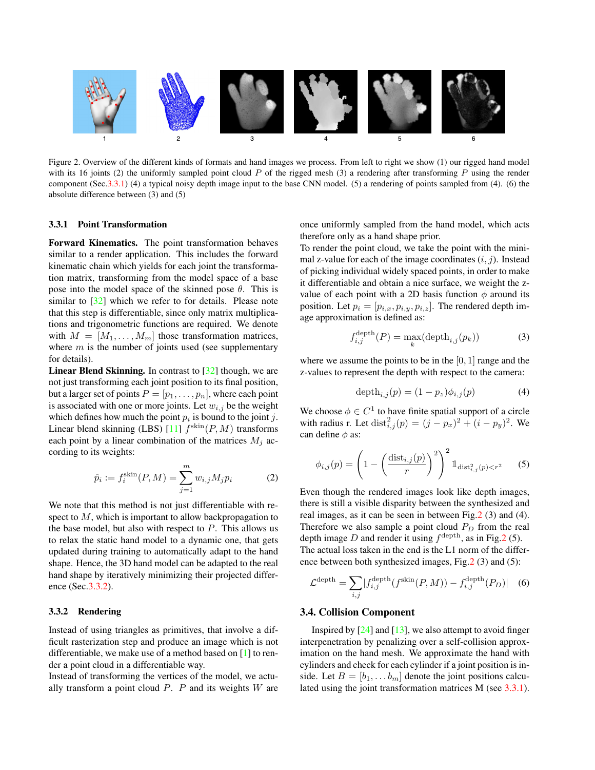Figure 2. Overview of the different kinds of formats and hand images we process. From left to right we show (1) our rigged hand model with its 16 joints (2) the uniformly sampled point cloud $P$ of the rigged mesh (3) a rendering after transforming $P$ using the render component (Sec.3.3.1) (4) a typical noisy depth image input to the base CNN model. (5) a rendering of points sampled from (4). (6) the absolute difference between (3) and (5)

#### 3.3.1 Point Transformation

**Forward Kinematics.** The point transformation behaves similar to a render application. This includes the forward kinematic chain which yields for each joint the transformation matrix, transforming from the model space of a base pose into the model space of the skinned pose $\theta$. This is similar to [32] which we refer to for details. Please note that this step is differentiable, since only matrix multiplications and trigonometric functions are required. We denote with $M = [M_1, \dots, M_m]$ those transformation matrices, where $m$ is the number of joints used (see supplementary for details).

**Linear Blend Skinning.** In contrast to [32] though, we are not just transforming each joint position to its final position, but a larger set of points $P = [p_1, \dots, p_n]$, where each point is associated with one or more joints. Let $w_{i,j}$ be the weight which defines how much the point $p_i$ is bound to the joint $j$. Linear blend skinning (LBS) [11] $f^{\text{skin}}(P, M)$ transforms each point by a linear combination of the matrices $M_j$ according to its weights:

$$\hat{p}_i := f_i^{\text{skin}}(P, M) = \sum_{j=1}^{m} w_{i,j} M_j p_i \tag{2}$$

We note that this method is not just differentiable with respect to $M$, which is important to allow backpropagation to the base model, but also with respect to $P$. This allows us to relax the static hand model to a dynamic one, that gets updated during training to automatically adapt to the hand shape. Hence, the 3D hand model can be adapted to the real hand shape by iteratively minimizing their projected difference (Sec.3.3.2).

#### 3.3.2 Rendering

Instead of using triangles as primitives, that involve a difficult rasterization step and produce an image which is not differentiable, we make use of a method based on [1] to render a point cloud in a differentiable way.

Instead of transforming the vertices of the model, we actually transform a point cloud $P$. $P$ and its weights $W$ are once uniformly sampled from the hand model, which acts therefore only as a hand shape prior.

To render the point cloud, we take the point with the minimal z-value for each of the image coordinates $(i, j)$. Instead of picking individual widely spaced points, in order to make it differentiable and obtain a nice surface, we weight the z-value of each point with a 2D basis function $\phi$ around its position. Let $p_i = [p_{i,x}, p_{i,y}, p_{i,z}]$. The rendered depth image approximation is defined as:

$$f_{i,j}^{\text{depth}}(P) = \max_k(\text{depth}_{i,j}(p_k)) \tag{3}$$

where we assume the points to be in the $[0, 1]$ range and the z-values to represent the depth with respect to the camera:

$$\text{depth}_{i,j}(p) = (1 - p_z)\phi_{i,j}(p) \tag{4}$$

We choose $\phi \in C^1$ to have finite spatial support of a circle with radius r. Let $\text{dist}_{i,j}^2(p) = (j - p_x)^2 + (i - p_y)^2$. We can define $\phi$ as:

$$\phi_{i,j}(p) = \left(1 - \left(\frac{\text{dist}_{i,j}(p)}{r}\right)^2\right)^2 \mathbb{1}_{\text{dist}_{i,j}^2(p) < r^2} \tag{5}$$

Even though the rendered images look like depth images, there is still a visible disparity between the synthesized and real images, as it can be seen in between Fig.2 (3) and (4). Therefore we also sample a point cloud $P_D$ from the real depth image $D$ and render it using $f^{\text{depth}}$, as in Fig.2 (5). The actual loss taken in the end is the L1 norm of the difference between both synthesized images, Fig.2 (3) and (5):

$$\mathcal{L}^{\text{depth}} = \sum_{i,j} |f_{i,j}^{\text{depth}}(f^{\text{skin}}(P, M)) - f_{i,j}^{\text{depth}}(P_D)| \tag{6}$$

### 3.4. Collision Component

Inspired by [24] and [13], we also attempt to avoid finger interpenetration by penalizing over a self-collision approximation on the hand mesh. We approximate the hand with cylinders and check for each cylinder if a joint position is inside. Let $B = [b_1, \dots b_m]$ denote the joint positions calculated using the joint transformation matrices M (see 3.3.1).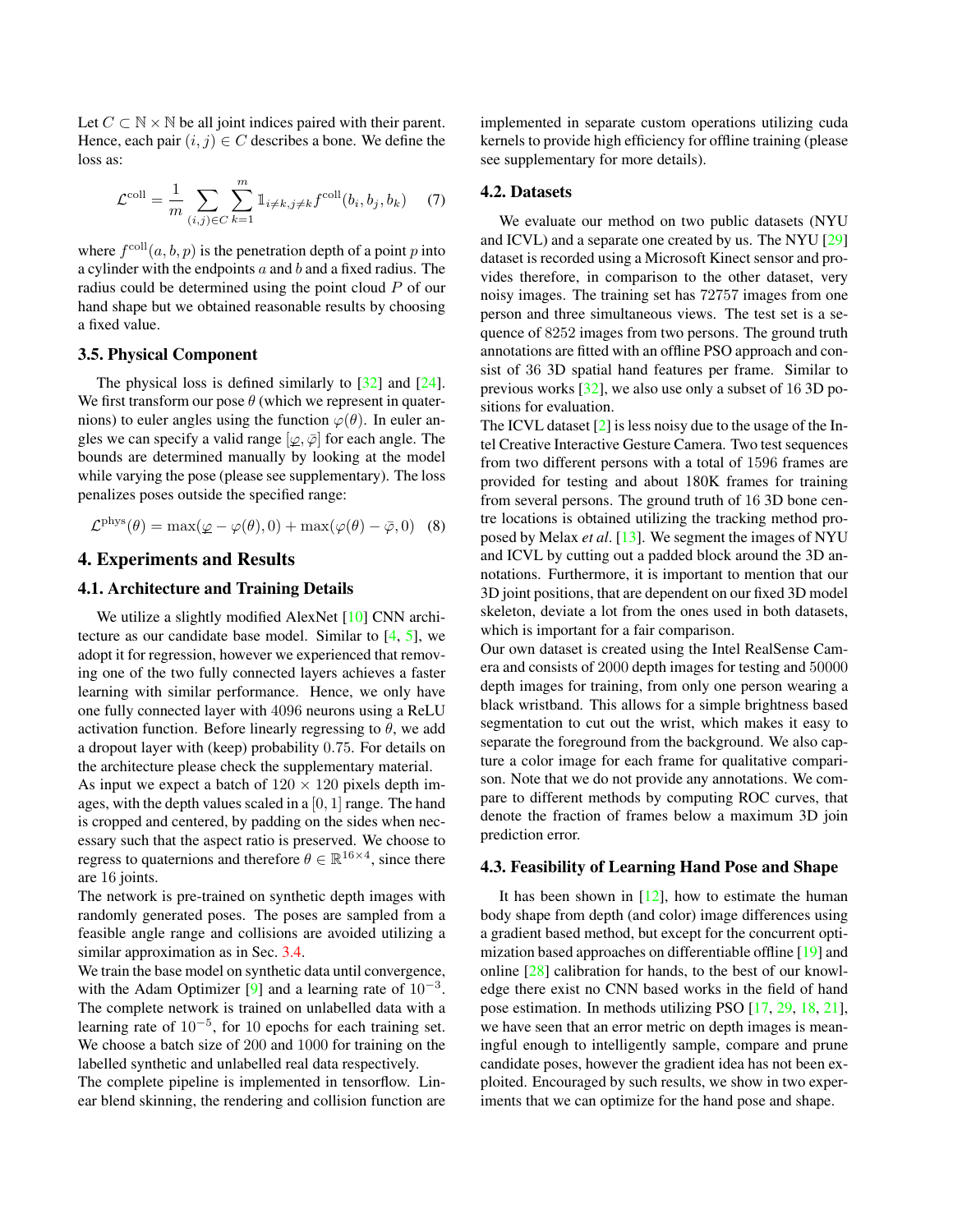Let $C \subset \mathbb{N} \times \mathbb{N}$ be all joint indices paired with their parent. Hence, each pair $(i, j) \in C$ describes a bone. We define the loss as:

$$\mathcal{L}^{\text{coll}} = \frac{1}{m} \sum_{(i,j) \in C} \sum_{k=1}^{m} \mathbb{1}_{i \neq k, j \neq k} f^{\text{coll}}(b_i, b_j, b_k) \quad (7)$$

where $f^{\text{coll}}(a, b, p)$ is the penetration depth of a point $p$ into a cylinder with the endpoints $a$ and $b$ and a fixed radius. The radius could be determined using the point cloud $P$ of our hand shape but we obtained reasonable results by choosing a fixed value.

### 3.5. Physical Component

The physical loss is defined similarly to [32] and [24]. We first transform our pose $\theta$ (which we represent in quaternions) to euler angles using the function $\varphi(\theta)$. In euler angles we can specify a valid range $[\underline{\varphi}, \bar{\varphi}]$ for each angle. The bounds are determined manually by looking at the model while varying the pose (please see supplementary). The loss penalizes poses outside the specified range:

$$\mathcal{L}^{\text{phys}}(\theta) = \max(\underline{\varphi} - \varphi(\theta), 0) + \max(\varphi(\theta) - \bar{\varphi}, 0) \quad (8)$$

## 4. Experiments and Results

### 4.1. Architecture and Training Details

We utilize a slightly modified AlexNet [10] CNN architecture as our candidate base model. Similar to [4, 5], we adopt it for regression, however we experienced that removing one of the two fully connected layers achieves a faster learning with similar performance. Hence, we only have one fully connected layer with 4096 neurons using a ReLU activation function. Before linearly regressing to $\theta$, we add a dropout layer with (keep) probability 0.75. For details on the architecture please check the supplementary material.

As input we expect a batch of $120 \times 120$ pixels depth images, with the depth values scaled in a $[0, 1]$ range. The hand is cropped and centered, by padding on the sides when necessary such that the aspect ratio is preserved. We choose to regress to quaternions and therefore $\theta \in \mathbb{R}^{16 \times 4}$, since there are 16 joints.

The network is pre-trained on synthetic depth images with randomly generated poses. The poses are sampled from a feasible angle range and collisions are avoided utilizing a similar approximation as in Sec. 3.4.

We train the base model on synthetic data until convergence, with the Adam Optimizer [9] and a learning rate of $10^{-3}$. The complete network is trained on unlabelled data with a learning rate of $10^{-5}$, for 10 epochs for each training set. We choose a batch size of 200 and 1000 for training on the labelled synthetic and unlabelled real data respectively.

The complete pipeline is implemented in tensorflow. Linear blend skinning, the rendering and collision function are implemented in separate custom operations utilizing cuda kernels to provide high efficiency for offline training (please see supplementary for more details).

### 4.2. Datasets

We evaluate our method on two public datasets (NYU and ICVL) and a separate one created by us. The NYU [29] dataset is recorded using a Microsoft Kinect sensor and provides therefore, in comparison to the other dataset, very noisy images. The training set has 72757 images from one person and three simultaneous views. The test set is a sequence of 8252 images from two persons. The ground truth annotations are fitted with an offline PSO approach and consist of 36 3D spatial hand features per frame. Similar to previous works [32], we also use only a subset of 16 3D positions for evaluation.

The ICVL dataset [2] is less noisy due to the usage of the Intel Creative Interactive Gesture Camera. Two test sequences from two different persons with a total of 1596 frames are provided for testing and about 180K frames for training from several persons. The ground truth of 16 3D bone centre locations is obtained utilizing the tracking method proposed by Melax *et al*. [13]. We segment the images of NYU and ICVL by cutting out a padded block around the 3D annotations. Furthermore, it is important to mention that our 3D joint positions, that are dependent on our fixed 3D model skeleton, deviate a lot from the ones used in both datasets, which is important for a fair comparison.

Our own dataset is created using the Intel RealSense Camera and consists of 2000 depth images for testing and 50000 depth images for training, from only one person wearing a black wristband. This allows for a simple brightness based segmentation to cut out the wrist, which makes it easy to separate the foreground from the background. We also capture a color image for each frame for qualitative comparison. Note that we do not provide any annotations. We compare to different methods by computing ROC curves, that denote the fraction of frames below a maximum 3D join prediction error.

### 4.3. Feasibility of Learning Hand Pose and Shape

It has been shown in [12], how to estimate the human body shape from depth (and color) image differences using a gradient based method, but except for the concurrent optimization based approaches on differentiable offline [19] and online [28] calibration for hands, to the best of our knowledge there exist no CNN based works in the field of hand pose estimation. In methods utilizing PSO [17, 29, 18, 21], we have seen that an error metric on depth images is meaningful enough to intelligently sample, compare and prune candidate poses, however the gradient idea has not been exploited. Encouraged by such results, we show in two experiments that we can optimize for the hand pose and shape.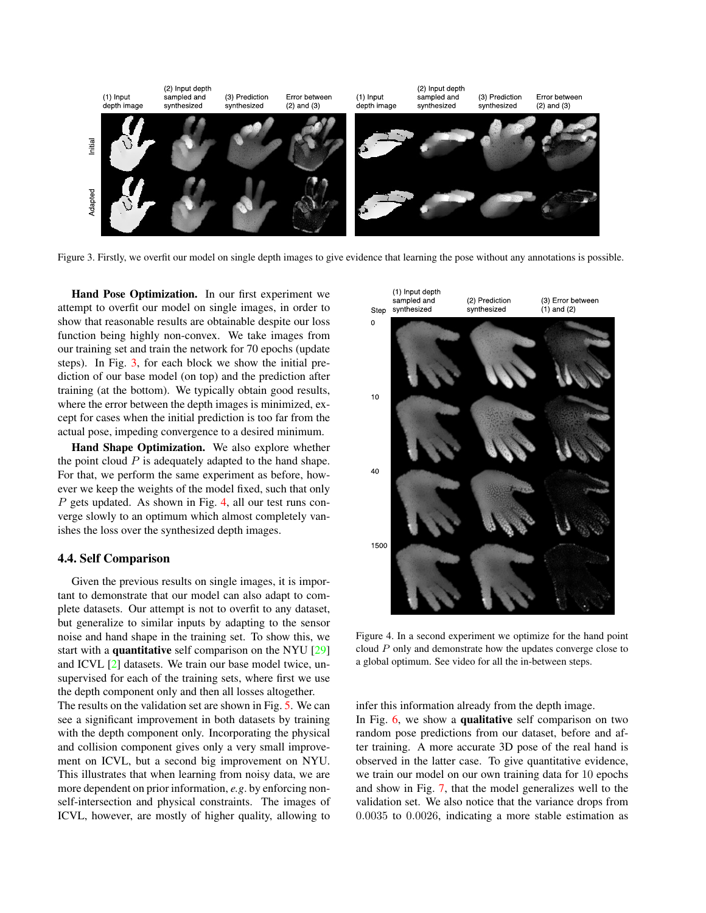Figure 3. Firstly, we overfit our model on single depth images to give evidence that learning the pose without any annotations is possible.

**Hand Pose Optimization.** In our first experiment we attempt to overfit our model on single images, in order to show that reasonable results are obtainable despite our loss function being highly non-convex. We take images from our training set and train the network for 70 epochs (update steps). In Fig. 3, for each block we show the initial prediction of our base model (on top) and the prediction after training (at the bottom). We typically obtain good results, where the error between the depth images is minimized, except for cases when the initial prediction is too far from the actual pose, impeding convergence to a desired minimum.

**Hand Shape Optimization.** We also explore whether the point cloud $P$ is adequately adapted to the hand shape. For that, we perform the same experiment as before, however we keep the weights of the model fixed, such that only $P$ gets updated. As shown in Fig. 4, all our test runs converge slowly to an optimum which almost completely vanishes the loss over the synthesized depth images.

Figure 4. In a second experiment we optimize for the hand point cloud $P$ only and demonstrate how the updates converge close to a global optimum. See video for all the in-between steps.

### 4.4. Self Comparison

Given the previous results on single images, it is important to demonstrate that our model can also adapt to complete datasets. Our attempt is not to overfit to any dataset, but generalize to similar inputs by adapting to the sensor noise and hand shape in the training set. To show this, we start with a **quantitative** self comparison on the NYU [29] and ICVL [2] datasets. We train our base model twice, unsupervised for each of the training sets, where first we use the depth component only and then all losses altogether.
The results on the validation set are shown in Fig. 5. We can see a significant improvement in both datasets by training with the depth component only. Incorporating the physical and collision component gives only a very small improvement on ICVL, but a second big improvement on NYU. This illustrates that when learning from noisy data, we are more dependent on prior information, *e.g.* by enforcing non-self-intersection and physical constraints. The images of ICVL, however, are mostly of higher quality, allowing to infer this information already from the depth image.
In Fig. 6, we show a **qualitative** self comparison on two random pose predictions from our dataset, before and after training. A more accurate 3D pose of the real hand is observed in the latter case. To give quantitative evidence, we train our model on our own training data for 10 epochs and show in Fig. 7, that the model generalizes well to the validation set. We also notice that the variance drops from 0.0035 to 0.0026, indicating a more stable estimation as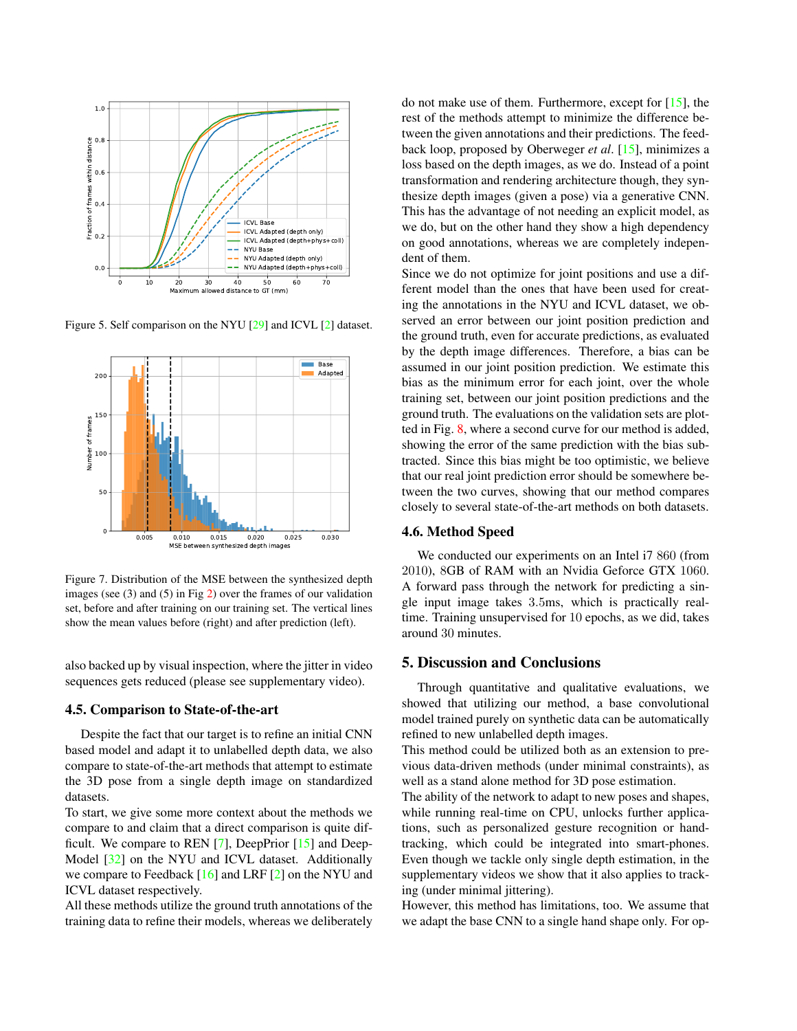Figure 5. Self comparison on the NYU [29] and ICVL [2] dataset.

Figure 7. Distribution of the MSE between the synthesized depth images (see (3) and (5) in Fig 2) over the frames of our validation set, before and after training on our training set. The vertical lines show the mean values before (right) and after prediction (left).

also backed up by visual inspection, where the jitter in video sequences gets reduced (please see supplementary video).

### 4.5. Comparison to State-of-the-art

Despite the fact that our target is to refine an initial CNN based model and adapt it to unlabelled depth data, we also compare to state-of-the-art methods that attempt to estimate the 3D pose from a single depth image on standardized datasets.

To start, we give some more context about the methods we compare to and claim that a direct comparison is quite difficult. We compare to REN [7], DeepPrior [15] and DeepModel [32] on the NYU and ICVL dataset. Additionally we compare to Feedback [16] and LRF [2] on the NYU and ICVL dataset respectively.

All these methods utilize the ground truth annotations of the training data to refine their models, whereas we deliberately do not make use of them. Furthermore, except for [15], the rest of the methods attempt to minimize the difference between the given annotations and their predictions. The feedback loop, proposed by Oberweger *et al*. [15], minimizes a loss based on the depth images, as we do. Instead of a point transformation and rendering architecture though, they synthesize depth images (given a pose) via a generative CNN. This has the advantage of not needing an explicit model, as we do, but on the other hand they show a high dependency on good annotations, whereas we are completely independent of them.

Since we do not optimize for joint positions and use a different model than the ones that have been used for creating the annotations in the NYU and ICVL dataset, we observed an error between our joint position prediction and the ground truth, even for accurate predictions, as evaluated by the depth image differences. Therefore, a bias can be assumed in our joint position prediction. We estimate this bias as the minimum error for each joint, over the whole training set, between our joint position predictions and the ground truth. The evaluations on the validation sets are plotted in Fig. 8, where a second curve for our method is added, showing the error of the same prediction with the bias subtracted. Since this bias might be too optimistic, we believe that our real joint prediction error should be somewhere between the two curves, showing that our method compares closely to several state-of-the-art methods on both datasets.

### 4.6. Method Speed

We conducted our experiments on an Intel i7 860 (from 2010), 8GB of RAM with an Nvidia Geforce GTX 1060. A forward pass through the network for predicting a single input image takes 3.5ms, which is practically real-time. Training unsupervised for 10 epochs, as we did, takes around 30 minutes.

## 5. Discussion and Conclusions

Through quantitative and qualitative evaluations, we showed that utilizing our method, a base convolutional model trained purely on synthetic data can be automatically refined to new unlabelled depth images.

This method could be utilized both as an extension to previous data-driven methods (under minimal constraints), as well as a stand alone method for 3D pose estimation.

The ability of the network to adapt to new poses and shapes, while running real-time on CPU, unlocks further applications, such as personalized gesture recognition or hand-tracking, which could be integrated into smart-phones. Even though we tackle only single depth estimation, in the supplementary videos we show that it also applies to tracking (under minimal jittering).

However, this method has limitations, too. We assume that we adapt the base CNN to a single hand shape only. For op-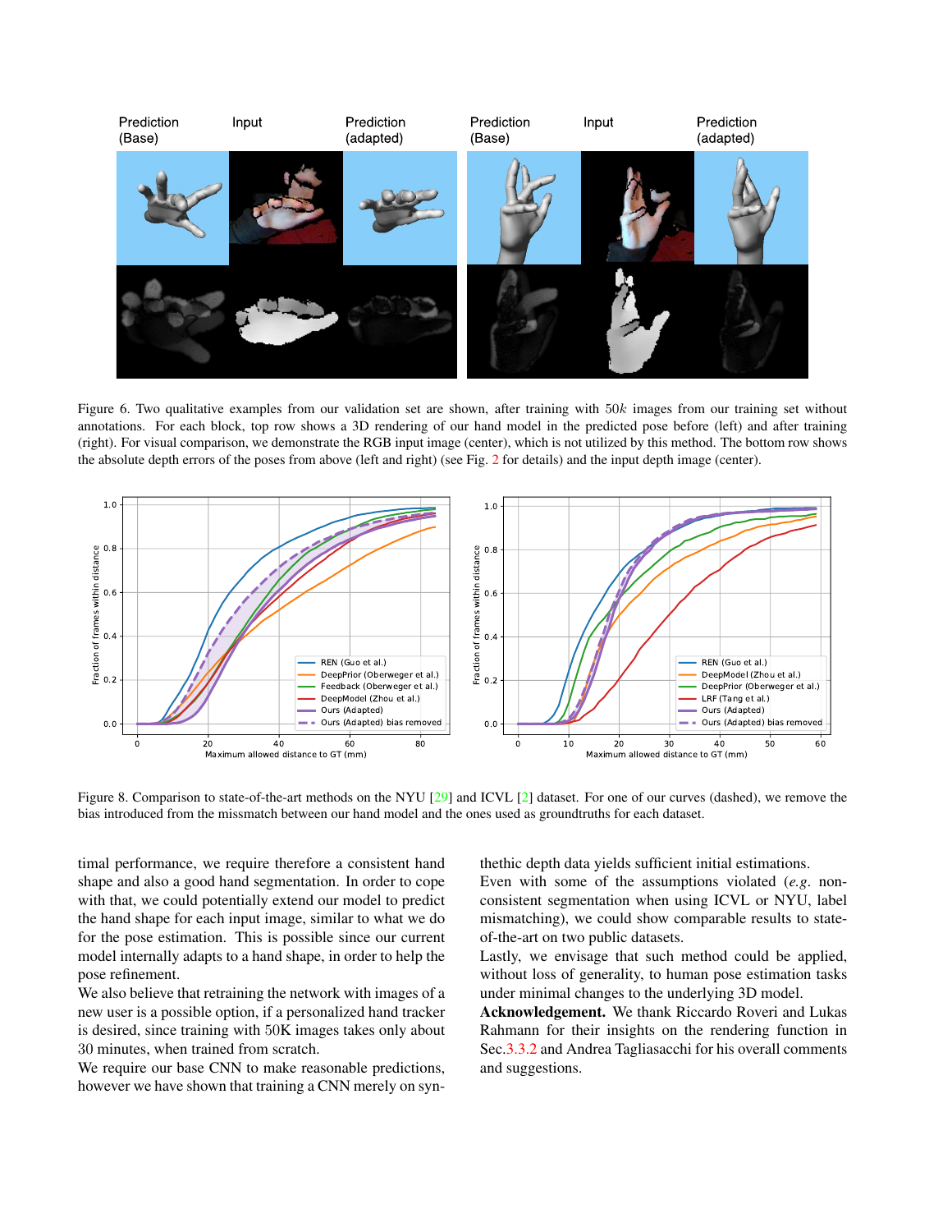Figure 6. Two qualitative examples from our validation set are shown, after training with $50k$ images from our training set without annotations. For each block, top row shows a 3D rendering of our hand model in the predicted pose before (left) and after training (right). For visual comparison, we demonstrate the RGB input image (center), which is not utilized by this method. The bottom row shows the absolute depth errors of the poses from above (left and right) (see Fig. 2 for details) and the input depth image (center).

Figure 8. Comparison to state-of-the-art methods on the NYU [29] and ICVL [2] dataset. For one of our curves (dashed), we remove the bias introduced from the missmatch between our hand model and the ones used as groundtruths for each dataset.

timal performance, we require therefore a consistent hand shape and also a good hand segmentation. In order to cope with that, we could potentially extend our model to predict the hand shape for each input image, similar to what we do for the pose estimation. This is possible since our current model internally adapts to a hand shape, in order to help the pose refinement.

We also believe that retraining the network with images of a new user is a possible option, if a personalized hand tracker is desired, since training with 50K images takes only about 30 minutes, when trained from scratch.

We require our base CNN to make reasonable predictions, however we have shown that training a CNN merely on synthethic depth data yields sufficient initial estimations.

Even with some of the assumptions violated (*e.g.* non-consistent segmentation when using ICVL or NYU, label mismatching), we could show comparable results to state-of-the-art on two public datasets.

Lastly, we envisage that such method could be applied, without loss of generality, to human pose estimation tasks under minimal changes to the underlying 3D model.

**Acknowledgement.** We thank Riccardo Roveri and Lukas Rahmann for their insights on the rendering function in Sec.3.3.2 and Andrea Tagliasacchi for his overall comments and suggestions.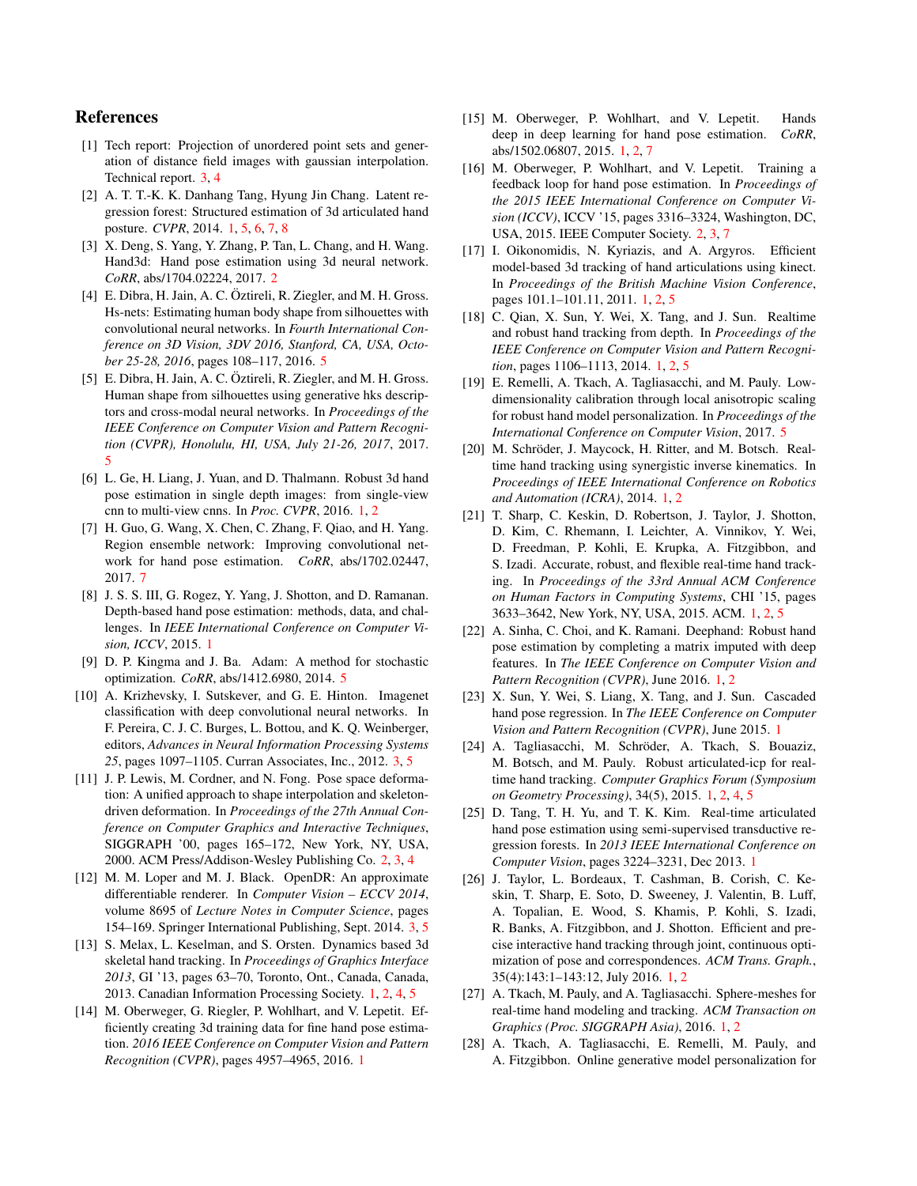# References

[1] Tech report: Projection of unordered point sets and generation of distance field images with gaussian interpolation. Technical report. 3, 4

[2] A. T. T.-K. K. Danhang Tang, Hyung Jin Chang. Latent regression forest: Structured estimation of 3d articulated hand posture. *CVPR*, 2014. 1, 5, 6, 7, 8

[3] X. Deng, S. Yang, Y. Zhang, P. Tan, L. Chang, and H. Wang. Hand3d: Hand pose estimation using 3d neural network. *CoRR*, abs/1704.02224, 2017. 2

[4] E. Dibra, H. Jain, A. C. Öztireli, R. Ziegler, and M. H. Gross. Hs-nets: Estimating human body shape from silhouettes with convolutional neural networks. In *Fourth International Conference on 3D Vision, 3DV 2016, Stanford, CA, USA, October 25-28, 2016*, pages 108–117, 2016. 5

[5] E. Dibra, H. Jain, A. C. Öztireli, R. Ziegler, and M. H. Gross. Human shape from silhouettes using generative hks descriptors and cross-modal neural networks. In *Proceedings of the IEEE Conference on Computer Vision and Pattern Recognition (CVPR), Honolulu, HI, USA, July 21-26, 2017*, 2017. 5

[6] L. Ge, H. Liang, J. Yuan, and D. Thalmann. Robust 3d hand pose estimation in single depth images: from single-view cnn to multi-view cnns. In *Proc. CVPR*, 2016. 1, 2

[7] H. Guo, G. Wang, X. Chen, C. Zhang, F. Qiao, and H. Yang. Region ensemble network: Improving convolutional network for hand pose estimation. *CoRR*, abs/1702.02447, 2017. 7

[8] J. S. S. III, G. Rogez, Y. Yang, J. Shotton, and D. Ramanan. Depth-based hand pose estimation: methods, data, and challenges. In *IEEE International Conference on Computer Vision, ICCV*, 2015. 1

[9] D. P. Kingma and J. Ba. Adam: A method for stochastic optimization. *CoRR*, abs/1412.6980, 2014. 5

[10] A. Krizhevsky, I. Sutskever, and G. E. Hinton. Imagenet classification with deep convolutional neural networks. In F. Pereira, C. J. C. Burges, L. Bottou, and K. Q. Weinberger, editors, *Advances in Neural Information Processing Systems 25*, pages 1097–1105. Curran Associates, Inc., 2012. 3, 5

[11] J. P. Lewis, M. Cordner, and N. Fong. Pose space deformation: A unified approach to shape interpolation and skeleton-driven deformation. In *Proceedings of the 27th Annual Conference on Computer Graphics and Interactive Techniques*, SIGGRAPH '00, pages 165–172, New York, NY, USA, 2000. ACM Press/Addison-Wesley Publishing Co. 2, 3, 4

[12] M. M. Loper and M. J. Black. OpenDR: An approximate differentiable renderer. In *Computer Vision – ECCV 2014*, volume 8695 of *Lecture Notes in Computer Science*, pages 154–169. Springer International Publishing, Sept. 2014. 3, 5

[13] S. Melax, L. Keselman, and S. Orsten. Dynamics based 3d skeletal hand tracking. In *Proceedings of Graphics Interface 2013*, GI '13, pages 63–70, Toronto, Ont., Canada, Canada, 2013. Canadian Information Processing Society. 1, 2, 4, 5

[14] M. Oberweger, G. Riegler, P. Wohlhart, and V. Lepetit. Efficiently creating 3d training data for fine hand pose estimation. *2016 IEEE Conference on Computer Vision and Pattern Recognition (CVPR)*, pages 4957–4965, 2016. 1

[15] M. Oberweger, P. Wohlhart, and V. Lepetit. Hands deep in deep learning for hand pose estimation. *CoRR*, abs/1502.06807, 2015. 1, 2, 7

[16] M. Oberweger, P. Wohlhart, and V. Lepetit. Training a feedback loop for hand pose estimation. In *Proceedings of the 2015 IEEE International Conference on Computer Vision (ICCV)*, ICCV '15, pages 3316–3324, Washington, DC, USA, 2015. IEEE Computer Society. 2, 3, 7

[17] I. Oikonomidis, N. Kyriazis, and A. Argyros. Efficient model-based 3d tracking of hand articulations using kinect. In *Proceedings of the British Machine Vision Conference*, pages 101.1–101.11, 2011. 1, 2, 5

[18] C. Qian, X. Sun, Y. Wei, X. Tang, and J. Sun. Realtime and robust hand tracking from depth. In *Proceedings of the IEEE Conference on Computer Vision and Pattern Recognition*, pages 1106–1113, 2014. 1, 2, 5

[19] E. Remelli, A. Tkach, A. Tagliasacchi, and M. Pauly. Low-dimensionality calibration through local anisotropic scaling for robust hand model personalization. In *Proceedings of the International Conference on Computer Vision*, 2017. 5

[20] M. Schröder, J. Maycock, H. Ritter, and M. Botsch. Real-time hand tracking using synergistic inverse kinematics. In *Proceedings of IEEE International Conference on Robotics and Automation (ICRA)*, 2014. 1, 2

[21] T. Sharp, C. Keskin, D. Robertson, J. Taylor, J. Shotton, D. Kim, C. Rhemann, I. Leichter, A. Vinnikov, Y. Wei, D. Freedman, P. Kohli, E. Krupka, A. Fitzgibbon, and S. Izadi. Accurate, robust, and flexible real-time hand tracking. In *Proceedings of the 33rd Annual ACM Conference on Human Factors in Computing Systems*, CHI '15, pages 3633–3642, New York, NY, USA, 2015. ACM. 1, 2, 5

[22] A. Sinha, C. Choi, and K. Ramani. Deephand: Robust hand pose estimation by completing a matrix imputed with deep features. In *The IEEE Conference on Computer Vision and Pattern Recognition (CVPR)*, June 2016. 1, 2

[23] X. Sun, Y. Wei, S. Liang, X. Tang, and J. Sun. Cascaded hand pose regression. In *The IEEE Conference on Computer Vision and Pattern Recognition (CVPR)*, June 2015. 1

[24] A. Tagliasacchi, M. Schröder, A. Tkach, S. Bouaziz, M. Botsch, and M. Pauly. Robust articulated-icp for real-time hand tracking. *Computer Graphics Forum (Symposium on Geometry Processing)*, 34(5), 2015. 1, 2, 4, 5

[25] D. Tang, T. H. Yu, and T. K. Kim. Real-time articulated hand pose estimation using semi-supervised transductive regression forests. In *2013 IEEE International Conference on Computer Vision*, pages 3224–3231, Dec 2013. 1

[26] J. Taylor, L. Bordeaux, T. Cashman, B. Corish, C. Keskin, T. Sharp, E. Soto, D. Sweeney, J. Valentin, B. Luff, A. Topalian, E. Wood, S. Khamis, P. Kohli, S. Izadi, R. Banks, A. Fitzgibbon, and J. Shotton. Efficient and precise interactive hand tracking through joint, continuous optimization of pose and correspondences. *ACM Trans. Graph.*, 35(4):143:1–143:12, July 2016. 1, 2

[27] A. Tkach, M. Pauly, and A. Tagliasacchi. Sphere-meshes for real-time hand modeling and tracking. *ACM Transaction on Graphics (Proc. SIGGRAPH Asia)*, 2016. 1, 2

[28] A. Tkach, A. Tagliasacchi, E. Remelli, M. Pauly, and A. Fitzgibbon. Online generative model personalization for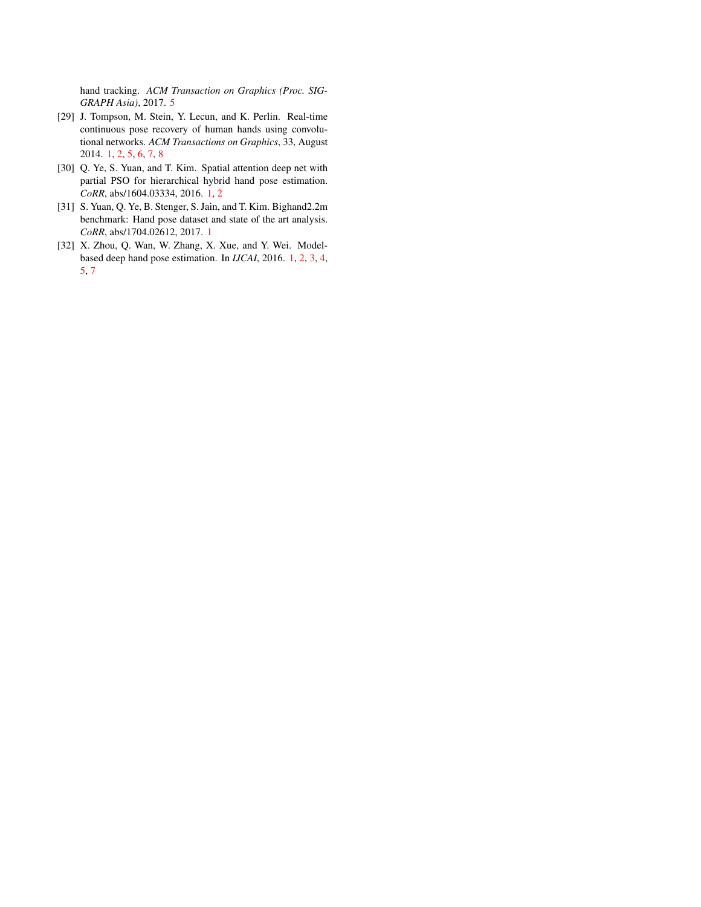hand tracking. *ACM Transaction on Graphics (Proc. SIGGRAPH Asia)*, 2017. 5

[29] J. Tompson, M. Stein, Y. Lecun, and K. Perlin. Real-time continuous pose recovery of human hands using convolutional networks. *ACM Transactions on Graphics*, 33, August 2014. 1, 2, 5, 6, 7, 8

[30] Q. Ye, S. Yuan, and T. Kim. Spatial attention deep net with partial PSO for hierarchical hybrid hand pose estimation. *CoRR*, abs/1604.03334, 2016. 1, 2

[31] S. Yuan, Q. Ye, B. Stenger, S. Jain, and T. Kim. Bighand2.2m benchmark: Hand pose dataset and state of the art analysis. *CoRR*, abs/1704.02612, 2017. 1

[32] X. Zhou, Q. Wan, W. Zhang, X. Xue, and Y. Wei. Model-based deep hand pose estimation. In *IJCAI*, 2016. 1, 2, 3, 4, 5, 7